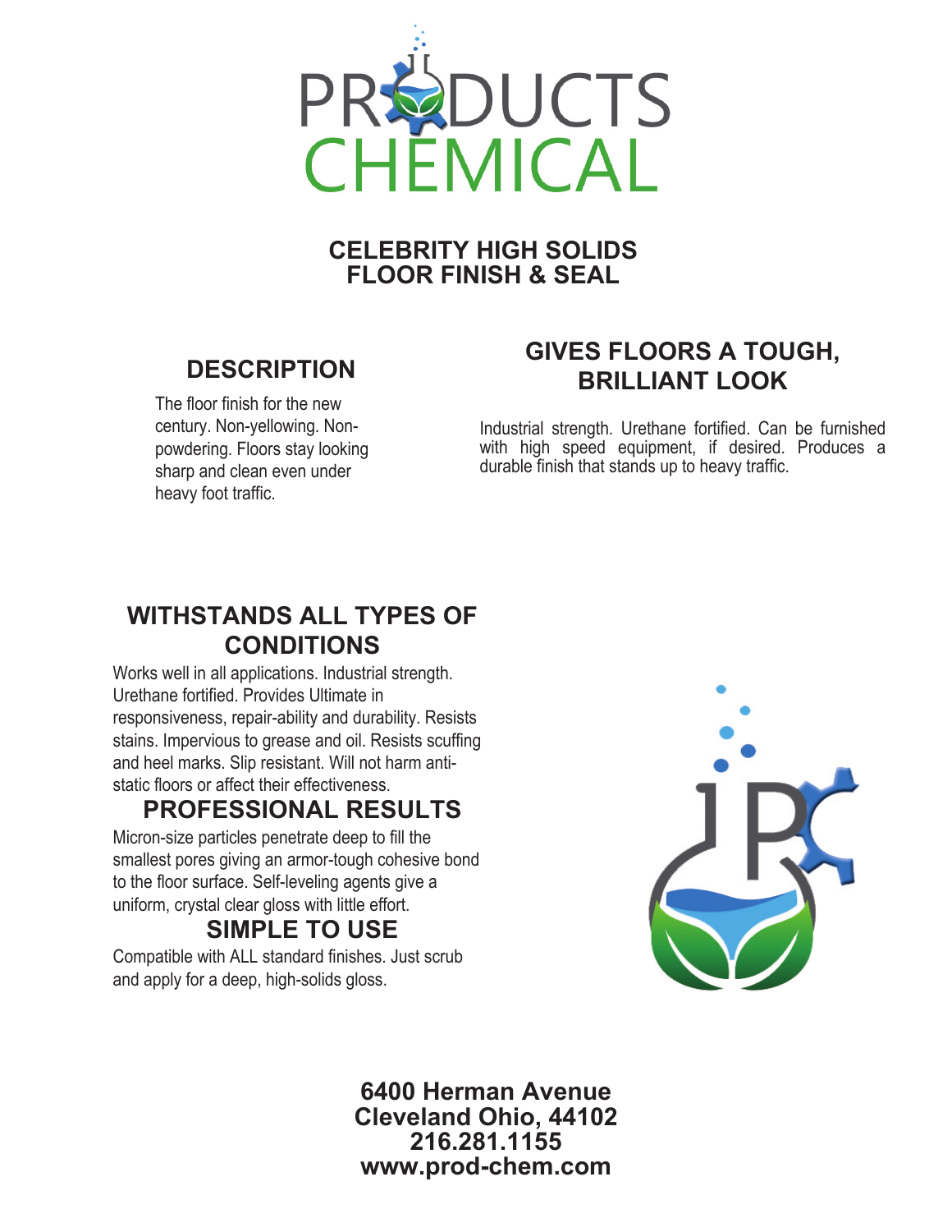# CELEBRITY HIGH SOLIDS FLOOR FINISH & SEAL

## DESCRIPTION

The floor finish for the new century. Non-yellowing. Non-powdering. Floors stay looking sharp and clean even under heavy foot traffic.

## GIVES FLOORS A TOUGH, BRILLIANT LOOK

Industrial strength. Urethane fortified. Can be furnished with high speed equipment, if desired. Produces a durable finish that stands up to heavy traffic.

## WITHSTANDS ALL TYPES OF CONDITIONS

Works well in all applications. Industrial strength. Urethane fortified. Provides Ultimate in responsiveness, repair-ability and durability. Resists stains. Impervious to grease and oil. Resists scuffing and heel marks. Slip resistant. Will not harm anti-static floors or affect their effectiveness.

## PROFESSIONAL RESULTS

Micron-size particles penetrate deep to fill the smallest pores giving an armor-tough cohesive bond to the floor surface. Self-leveling agents give a uniform, crystal clear gloss with little effort.

## SIMPLE TO USE

Compatible with ALL standard finishes. Just scrub and apply for a deep, high-solids gloss.

**6400 Herman Avenue**
**Cleveland Ohio, 44102**
**216.281.1155**
**www.prod-chem.com**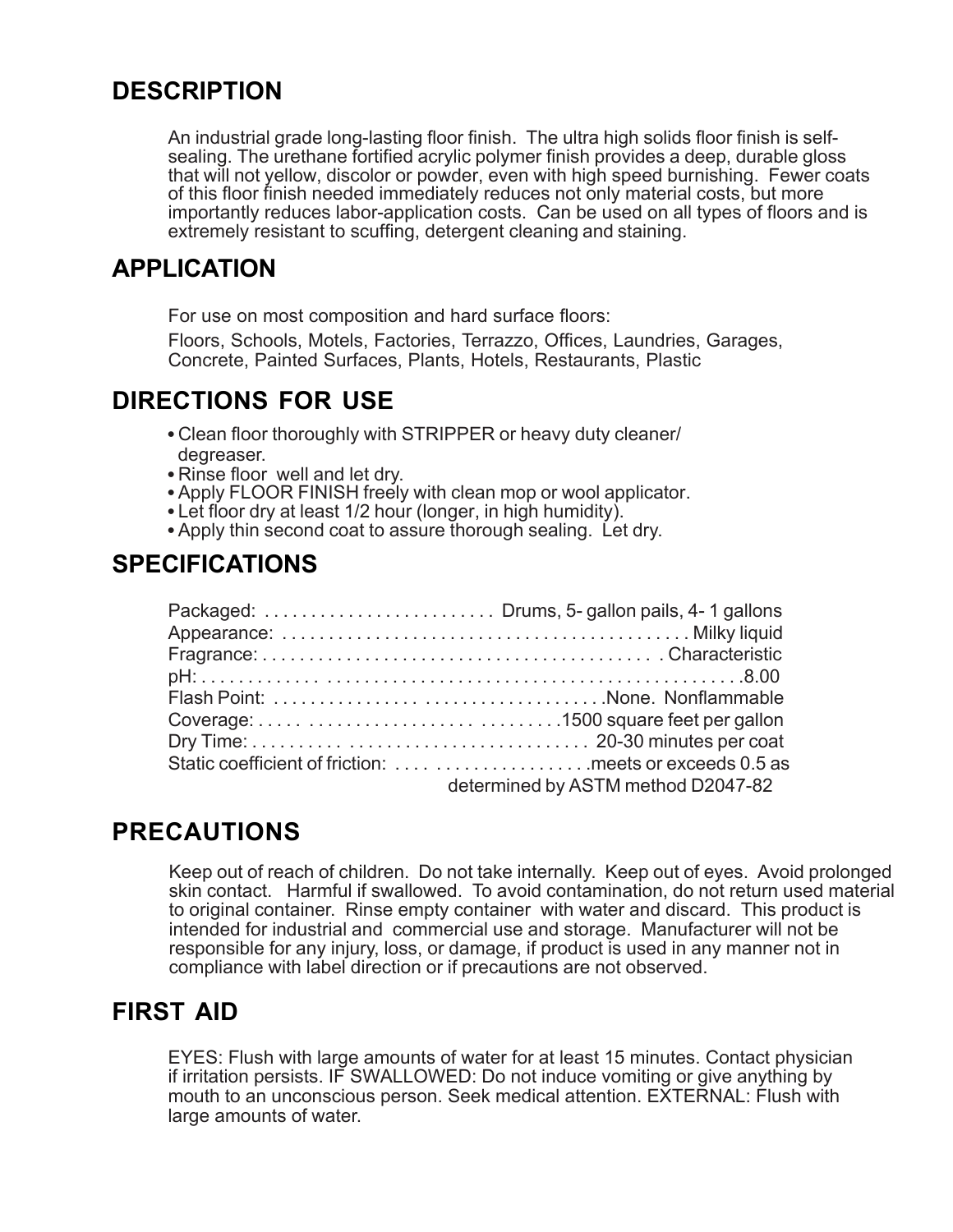## DESCRIPTION

An industrial grade long-lasting floor finish. The ultra high solids floor finish is self-sealing. The urethane fortified acrylic polymer finish provides a deep, durable gloss that will not yellow, discolor or powder, even with high speed burnishing. Fewer coats of this floor finish needed immediately reduces not only material costs, but more importantly reduces labor-application costs. Can be used on all types of floors and is extremely resistant to scuffing, detergent cleaning and staining.

## APPLICATION

For use on most composition and hard surface floors:

Floors, Schools, Motels, Factories, Terrazzo, Offices, Laundries, Garages, Concrete, Painted Surfaces, Plants, Hotels, Restaurants, Plastic

## DIRECTIONS FOR USE

- Clean floor thoroughly with STRIPPER or heavy duty cleaner/degreaser.
- Rinse floor well and let dry.
- Apply FLOOR FINISH freely with clean mop or wool applicator.
- Let floor dry at least 1/2 hour (longer, in high humidity).
- Apply thin second coat to assure thorough sealing. Let dry.

## SPECIFICATIONS

| | |
|---|---|
| Packaged: | Drums, 5- gallon pails, 4- 1 gallons |
| Appearance: | Milky liquid |
| Fragrance: | Characteristic |
| pH: | 8.00 |
| Flash Point: | None. Nonflammable |
| Coverage: | 1500 square feet per gallon |
| Dry Time: | 20-30 minutes per coat |
| Static coefficient of friction: | meets or exceeds 0.5 as determined by ASTM method D2047-82 |

## PRECAUTIONS

Keep out of reach of children. Do not take internally. Keep out of eyes. Avoid prolonged skin contact. Harmful if swallowed. To avoid contamination, do not return used material to original container. Rinse empty container with water and discard. This product is intended for industrial and commercial use and storage. Manufacturer will not be responsible for any injury, loss, or damage, if product is used in any manner not in compliance with label direction or if precautions are not observed.

## FIRST AID

EYES: Flush with large amounts of water for at least 15 minutes. Contact physician if irritation persists. IF SWALLOWED: Do not induce vomiting or give anything by mouth to an unconscious person. Seek medical attention. EXTERNAL: Flush with large amounts of water.